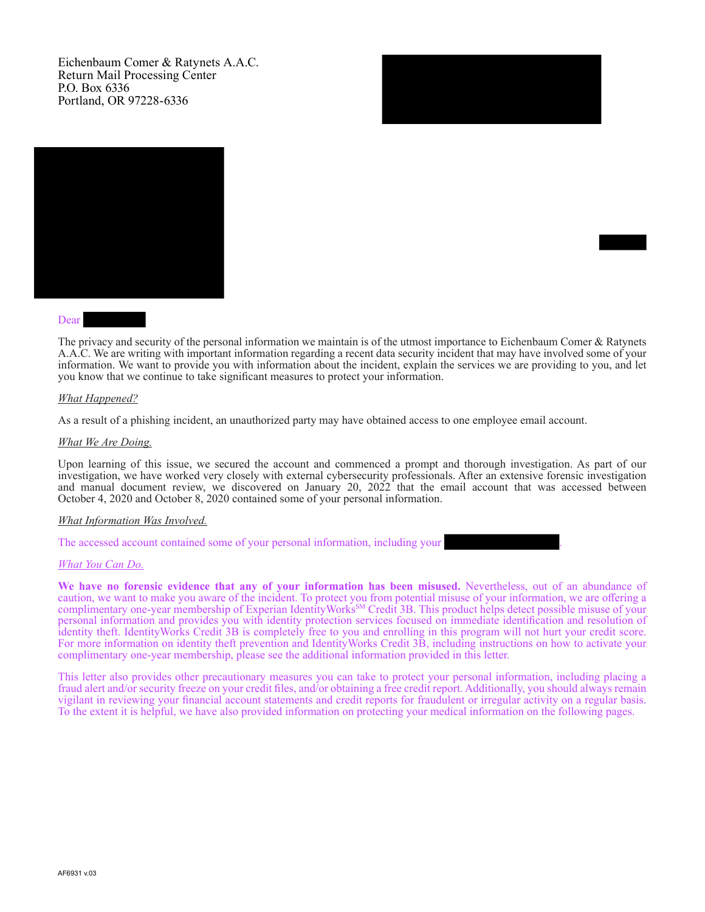Eichenbaum Comer & Ratynets A.A.C.
Return Mail Processing Center
P.O. Box 6336
Portland, OR 97228-6336

Dear

The privacy and security of the personal information we maintain is of the utmost importance to Eichenbaum Comer & Ratynets A.A.C. We are writing with important information regarding a recent data security incident that may have involved some of your information. We want to provide you with information about the incident, explain the services we are providing to you, and let you know that we continue to take significant measures to protect your information.

*What Happened?*

As a result of a phishing incident, an unauthorized party may have obtained access to one employee email account.

*What We Are Doing.*

Upon learning of this issue, we secured the account and commenced a prompt and thorough investigation. As part of our investigation, we have worked very closely with external cybersecurity professionals. After an extensive forensic investigation and manual document review, we discovered on January 20, 2022 that the email account that was accessed between October 4, 2020 and October 8, 2020 contained some of your personal information.

*What Information Was Involved.*

The accessed account contained some of your personal information, including your .

*What You Can Do.*

**We have no forensic evidence that any of your information has been misused.** Nevertheless, out of an abundance of caution, we want to make you aware of the incident. To protect you from potential misuse of your information, we are offering a complimentary one-year membership of Experian IdentityWorks[SM] Credit 3B. This product helps detect possible misuse of your personal information and provides you with identity protection services focused on immediate identification and resolution of identity theft. IdentityWorks Credit 3B is completely free to you and enrolling in this program will not hurt your credit score. For more information on identity theft prevention and IdentityWorks Credit 3B, including instructions on how to activate your complimentary one-year membership, please see the additional information provided in this letter.

This letter also provides other precautionary measures you can take to protect your personal information, including placing a fraud alert and/or security freeze on your credit files, and/or obtaining a free credit report. Additionally, you should always remain vigilant in reviewing your financial account statements and credit reports for fraudulent or irregular activity on a regular basis. To the extent it is helpful, we have also provided information on protecting your medical information on the following pages.

AF6931 v.03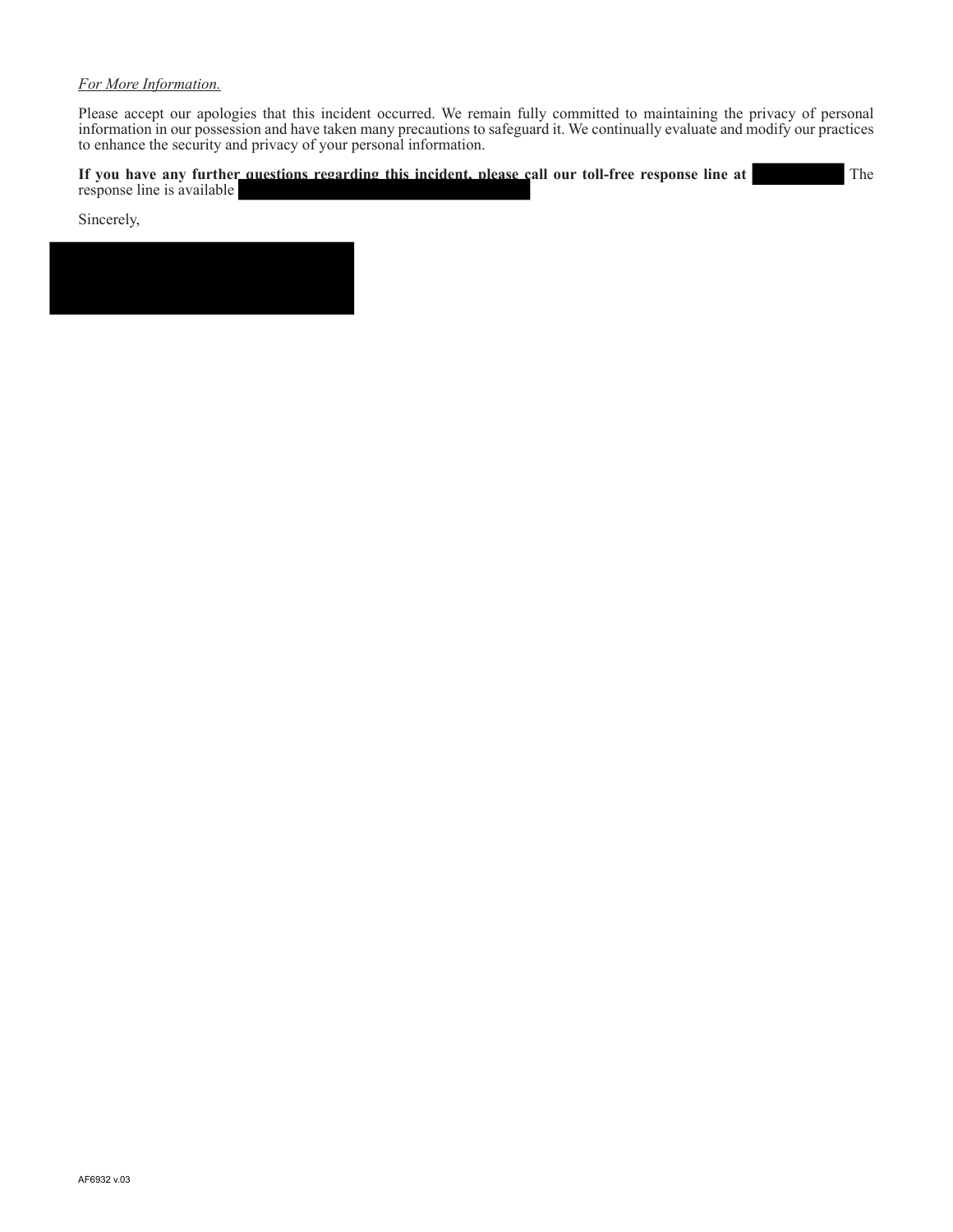*For More Information.*

Please accept our apologies that this incident occurred. We remain fully committed to maintaining the privacy of personal information in our possession and have taken many precautions to safeguard it. We continually evaluate and modify our practices to enhance the security and privacy of your personal information.

**If you have any further questions regarding this incident, please call our toll-free response line at** The response line is available

Sincerely,

AF6932 v.03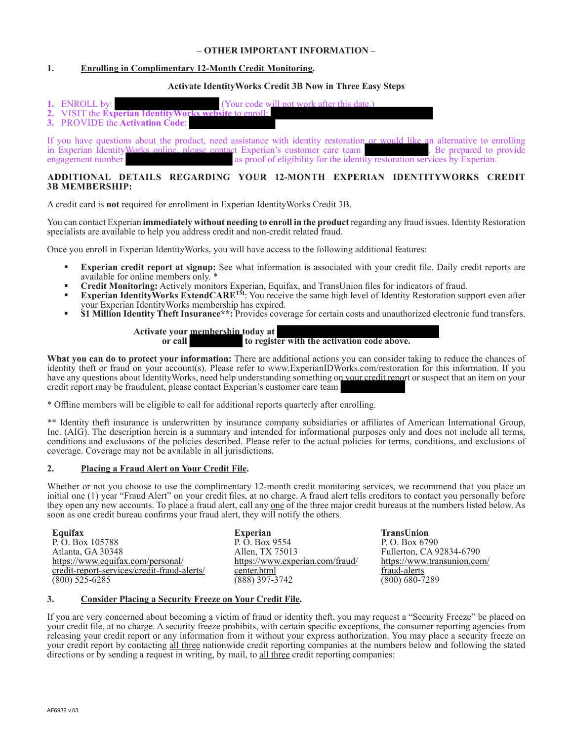**– OTHER IMPORTANT INFORMATION –**

**1. Enrolling in Complimentary 12-Month Credit Monitoring.**

**Activate IdentityWorks Credit 3B Now in Three Easy Steps**

1. ENROLL by: (Your code will not work after this date.)
2. VISIT the **Experian IdentityWorks website** to enroll:
3. PROVIDE the **Activation Code**:

If you have questions about the product, need assistance with identity restoration or would like an alternative to enrolling in Experian IdentityWorks online, please contact Experian's customer care team . Be prepared to provide engagement number as proof of eligibility for the identity restoration services by Experian.

**ADDITIONAL DETAILS REGARDING YOUR 12-MONTH EXPERIAN IDENTITYWORKS CREDIT 3B MEMBERSHIP:**

A credit card is **not** required for enrollment in Experian IdentityWorks Credit 3B.

You can contact Experian **immediately without needing to enroll in the product** regarding any fraud issues. Identity Restoration specialists are available to help you address credit and non-credit related fraud.

Once you enroll in Experian IdentityWorks, you will have access to the following additional features:

- **Experian credit report at signup:** See what information is associated with your credit file. Daily credit reports are available for online members only. *
- **Credit Monitoring:** Actively monitors Experian, Equifax, and TransUnion files for indicators of fraud.
- **Experian IdentityWorks ExtendCARE™**: You receive the same high level of Identity Restoration support even after your Experian IdentityWorks membership has expired.
- **$1 Million Identity Theft Insurance**:** Provides coverage for certain costs and unauthorized electronic fund transfers.

**Activate your membership today at**
**or call to register with the activation code above.**

**What you can do to protect your information:** There are additional actions you can consider taking to reduce the chances of identity theft or fraud on your account(s). Please refer to www.ExperianIDWorks.com/restoration for this information. If you have any questions about IdentityWorks, need help understanding something on your credit report or suspect that an item on your credit report may be fraudulent, please contact Experian's customer care team

* Offline members will be eligible to call for additional reports quarterly after enrolling.

** Identity theft insurance is underwritten by insurance company subsidiaries or affiliates of American International Group, Inc. (AIG). The description herein is a summary and intended for informational purposes only and does not include all terms, conditions and exclusions of the policies described. Please refer to the actual policies for terms, conditions, and exclusions of coverage. Coverage may not be available in all jurisdictions.

**2. Placing a Fraud Alert on Your Credit File.**

Whether or not you choose to use the complimentary 12-month credit monitoring services, we recommend that you place an initial one (1) year "Fraud Alert" on your credit files, at no charge. A fraud alert tells creditors to contact you personally before they open any new accounts. To place a fraud alert, call any one of the three major credit bureaus at the numbers listed below. As soon as one credit bureau confirms your fraud alert, they will notify the others.

| | | |
|---|---|---|
| **Equifax** | **Experian** | **TransUnion** |
| P. O. Box 105788 | P. O. Box 9554 | P. O. Box 6790 |
| Atlanta, GA 30348 | Allen, TX 75013 | Fullerton, CA 92834-6790 |
| https://www.equifax.com/personal/credit-report-services/credit-fraud-alerts/ | https://www.experian.com/fraud/center.html | https://www.transunion.com/fraud-alerts |
| (800) 525-6285 | (888) 397-3742 | (800) 680-7289 |

**3. Consider Placing a Security Freeze on Your Credit File.**

If you are very concerned about becoming a victim of fraud or identity theft, you may request a "Security Freeze" be placed on your credit file, at no charge. A security freeze prohibits, with certain specific exceptions, the consumer reporting agencies from releasing your credit report or any information from it without your express authorization. You may place a security freeze on your credit report by contacting all three nationwide credit reporting companies at the numbers below and following the stated directions or by sending a request in writing, by mail, to all three credit reporting companies:

AF6933 v.03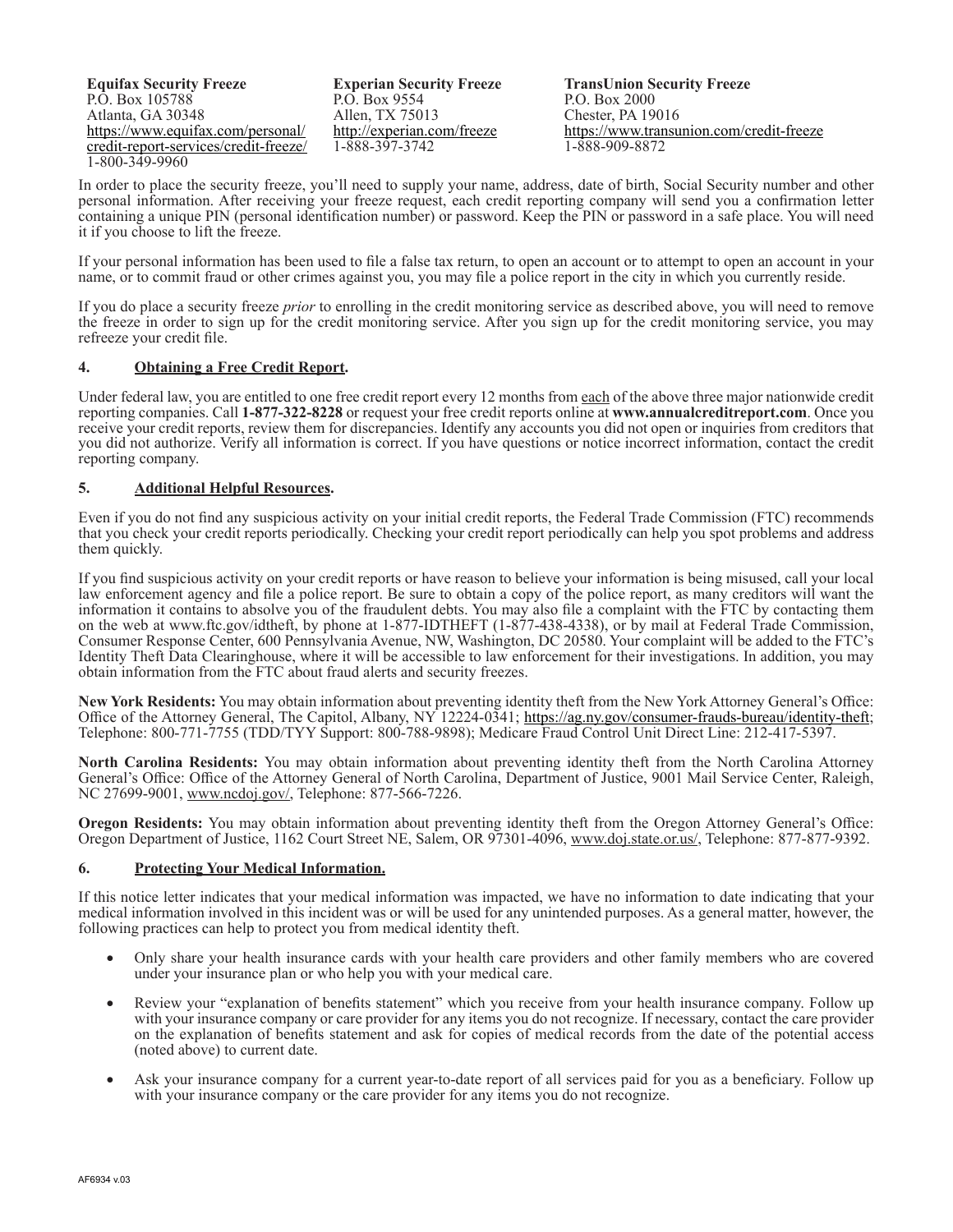**Equifax Security Freeze**
P.O. Box 105788
Atlanta, GA 30348
https://www.equifax.com/personal/credit-report-services/credit-freeze/
1-800-349-9960

**Experian Security Freeze**
P.O. Box 9554
Allen, TX 75013
http://experian.com/freeze
1-888-397-3742

**TransUnion Security Freeze**
P.O. Box 2000
Chester, PA 19016
https://www.transunion.com/credit-freeze
1-888-909-8872

In order to place the security freeze, you'll need to supply your name, address, date of birth, Social Security number and other personal information. After receiving your freeze request, each credit reporting company will send you a confirmation letter containing a unique PIN (personal identification number) or password. Keep the PIN or password in a safe place. You will need it if you choose to lift the freeze.

If your personal information has been used to file a false tax return, to open an account or to attempt to open an account in your name, or to commit fraud or other crimes against you, you may file a police report in the city in which you currently reside.

If you do place a security freeze *prior* to enrolling in the credit monitoring service as described above, you will need to remove the freeze in order to sign up for the credit monitoring service. After you sign up for the credit monitoring service, you may refreeze your credit file.

## 4. Obtaining a Free Credit Report.

Under federal law, you are entitled to one free credit report every 12 months from each of the above three major nationwide credit reporting companies. Call **1-877-322-8228** or request your free credit reports online at **www.annualcreditreport.com**. Once you receive your credit reports, review them for discrepancies. Identify any accounts you did not open or inquiries from creditors that you did not authorize. Verify all information is correct. If you have questions or notice incorrect information, contact the credit reporting company.

## 5. Additional Helpful Resources.

Even if you do not find any suspicious activity on your initial credit reports, the Federal Trade Commission (FTC) recommends that you check your credit reports periodically. Checking your credit report periodically can help you spot problems and address them quickly.

If you find suspicious activity on your credit reports or have reason to believe your information is being misused, call your local law enforcement agency and file a police report. Be sure to obtain a copy of the police report, as many creditors will want the information it contains to absolve you of the fraudulent debts. You may also file a complaint with the FTC by contacting them on the web at www.ftc.gov/idtheft, by phone at 1-877-IDTHEFT (1-877-438-4338), or by mail at Federal Trade Commission, Consumer Response Center, 600 Pennsylvania Avenue, NW, Washington, DC 20580. Your complaint will be added to the FTC's Identity Theft Data Clearinghouse, where it will be accessible to law enforcement for their investigations. In addition, you may obtain information from the FTC about fraud alerts and security freezes.

**New York Residents:** You may obtain information about preventing identity theft from the New York Attorney General's Office: Office of the Attorney General, The Capitol, Albany, NY 12224-0341; https://ag.ny.gov/consumer-frauds-bureau/identity-theft; Telephone: 800-771-7755 (TDD/TYY Support: 800-788-9898); Medicare Fraud Control Unit Direct Line: 212-417-5397.

**North Carolina Residents:** You may obtain information about preventing identity theft from the North Carolina Attorney General's Office: Office of the Attorney General of North Carolina, Department of Justice, 9001 Mail Service Center, Raleigh, NC 27699-9001, www.ncdoj.gov/, Telephone: 877-566-7226.

**Oregon Residents:** You may obtain information about preventing identity theft from the Oregon Attorney General's Office: Oregon Department of Justice, 1162 Court Street NE, Salem, OR 97301-4096, www.doj.state.or.us/, Telephone: 877-877-9392.

## 6. Protecting Your Medical Information.

If this notice letter indicates that your medical information was impacted, we have no information to date indicating that your medical information involved in this incident was or will be used for any unintended purposes. As a general matter, however, the following practices can help to protect you from medical identity theft.

- Only share your health insurance cards with your health care providers and other family members who are covered under your insurance plan or who help you with your medical care.
- Review your "explanation of benefits statement" which you receive from your health insurance company. Follow up with your insurance company or care provider for any items you do not recognize. If necessary, contact the care provider on the explanation of benefits statement and ask for copies of medical records from the date of the potential access (noted above) to current date.
- Ask your insurance company for a current year-to-date report of all services paid for you as a beneficiary. Follow up with your insurance company or the care provider for any items you do not recognize.

AF6934 v.03